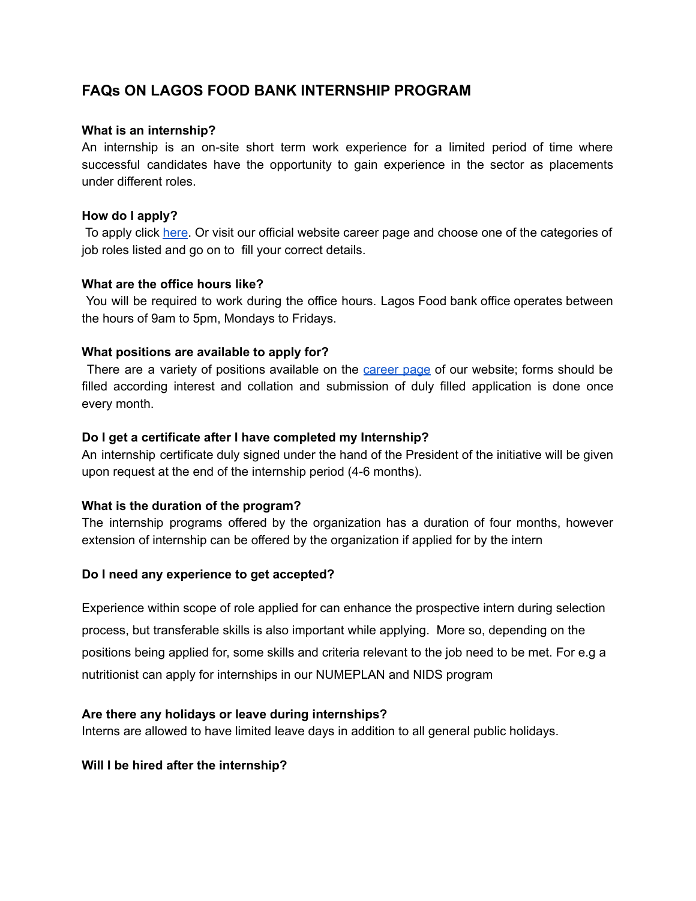# FAQs ON LAGOS FOOD BANK INTERNSHIP PROGRAM

**What is an internship?**

An internship is an on-site short term work experience for a limited period of time where successful candidates have the opportunity to gain experience in the sector as placements under different roles.

**How do I apply?**

To apply click here. Or visit our official website career page and choose one of the categories of job roles listed and go on to fill your correct details.

**What are the office hours like?**

You will be required to work during the office hours. Lagos Food bank office operates between the hours of 9am to 5pm, Mondays to Fridays.

**What positions are available to apply for?**

There are a variety of positions available on the career page of our website; forms should be filled according interest and collation and submission of duly filled application is done once every month.

**Do I get a certificate after I have completed my Internship?**

An internship certificate duly signed under the hand of the President of the initiative will be given upon request at the end of the internship period (4-6 months).

**What is the duration of the program?**

The internship programs offered by the organization has a duration of four months, however extension of internship can be offered by the organization if applied for by the intern

**Do I need any experience to get accepted?**

Experience within scope of role applied for can enhance the prospective intern during selection process, but transferable skills is also important while applying. More so, depending on the positions being applied for, some skills and criteria relevant to the job need to be met. For e.g a nutritionist can apply for internships in our NUMEPLAN and NIDS program

**Are there any holidays or leave during internships?**

Interns are allowed to have limited leave days in addition to all general public holidays.

**Will I be hired after the internship?**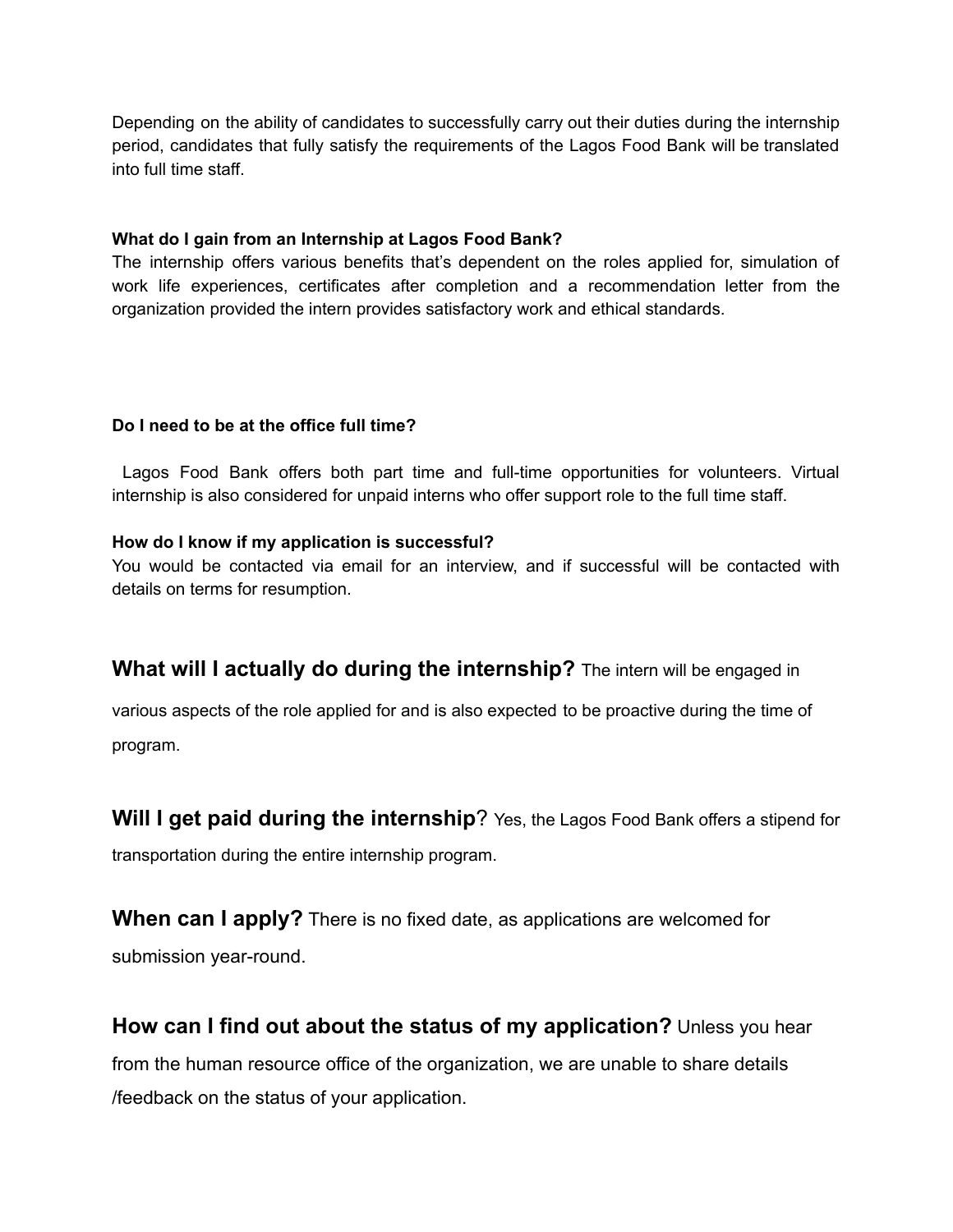Depending on the ability of candidates to successfully carry out their duties during the internship period, candidates that fully satisfy the requirements of the Lagos Food Bank will be translated into full time staff.

**What do I gain from an Internship at Lagos Food Bank?**

The internship offers various benefits that's dependent on the roles applied for, simulation of work life experiences, certificates after completion and a recommendation letter from the organization provided the intern provides satisfactory work and ethical standards.

**Do I need to be at the office full time?**

Lagos Food Bank offers both part time and full-time opportunities for volunteers. Virtual internship is also considered for unpaid interns who offer support role to the full time staff.

**How do I know if my application is successful?**

You would be contacted via email for an interview, and if successful will be contacted with details on terms for resumption.

**What will I actually do during the internship?** The intern will be engaged in various aspects of the role applied for and is also expected to be proactive during the time of program.

**Will I get paid during the internship**? Yes, the Lagos Food Bank offers a stipend for transportation during the entire internship program.

**When can I apply?** There is no fixed date, as applications are welcomed for submission year-round.

**How can I find out about the status of my application?** Unless you hear from the human resource office of the organization, we are unable to share details /feedback on the status of your application.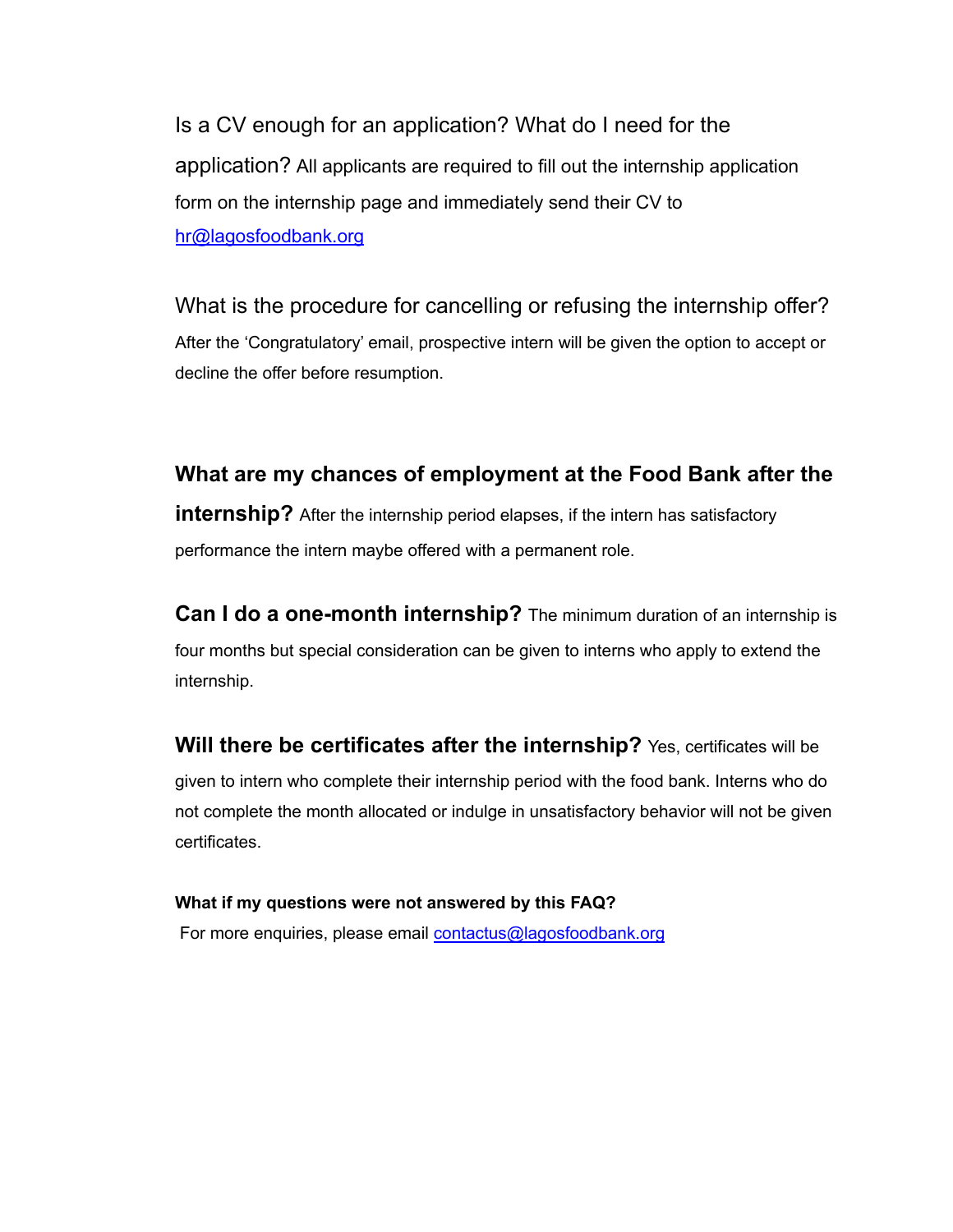Is a CV enough for an application? What do I need for the application? All applicants are required to fill out the internship application form on the internship page and immediately send their CV to hr@lagosfoodbank.org

What is the procedure for cancelling or refusing the internship offer? After the 'Congratulatory' email, prospective intern will be given the option to accept or decline the offer before resumption.

**What are my chances of employment at the Food Bank after the internship?** After the internship period elapses, if the intern has satisfactory performance the intern maybe offered with a permanent role.

**Can I do a one-month internship?** The minimum duration of an internship is four months but special consideration can be given to interns who apply to extend the internship.

**Will there be certificates after the internship?** Yes, certificates will be given to intern who complete their internship period with the food bank. Interns who do not complete the month allocated or indulge in unsatisfactory behavior will not be given certificates.

**What if my questions were not answered by this FAQ?**

For more enquiries, please email contactus@lagosfoodbank.org